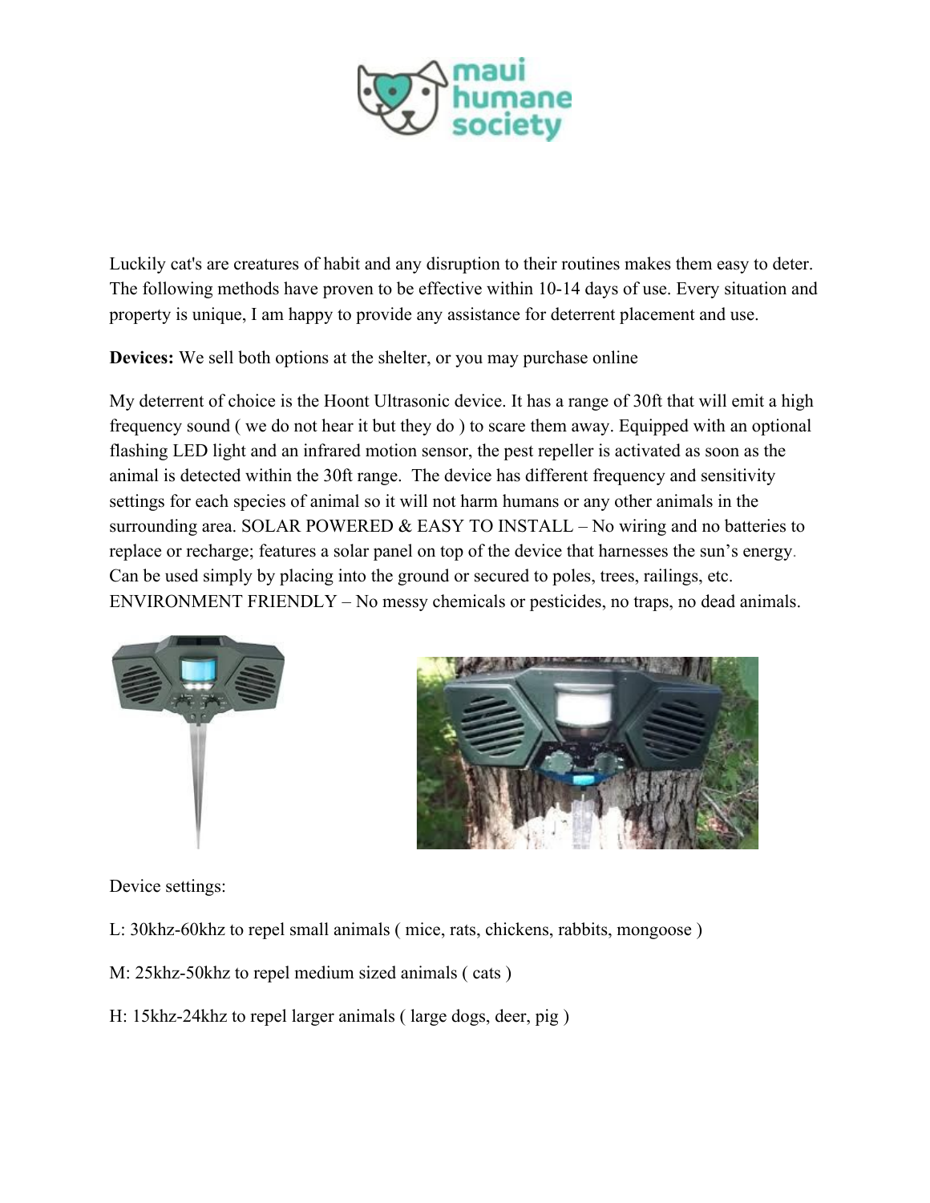Luckily cat's are creatures of habit and any disruption to their routines makes them easy to deter. The following methods have proven to be effective within 10-14 days of use. Every situation and property is unique, I am happy to provide any assistance for deterrent placement and use.

**Devices:** We sell both options at the shelter, or you may purchase online

My deterrent of choice is the Hoont Ultrasonic device. It has a range of 30ft that will emit a high frequency sound ( we do not hear it but they do ) to scare them away. Equipped with an optional flashing LED light and an infrared motion sensor, the pest repeller is activated as soon as the animal is detected within the 30ft range. The device has different frequency and sensitivity settings for each species of animal so it will not harm humans or any other animals in the surrounding area. SOLAR POWERED & EASY TO INSTALL – No wiring and no batteries to replace or recharge; features a solar panel on top of the device that harnesses the sun's energy. Can be used simply by placing into the ground or secured to poles, trees, railings, etc. ENVIRONMENT FRIENDLY – No messy chemicals or pesticides, no traps, no dead animals.

Device settings:

L: 30khz-60khz to repel small animals ( mice, rats, chickens, rabbits, mongoose )

M: 25khz-50khz to repel medium sized animals ( cats )

H: 15khz-24khz to repel larger animals ( large dogs, deer, pig )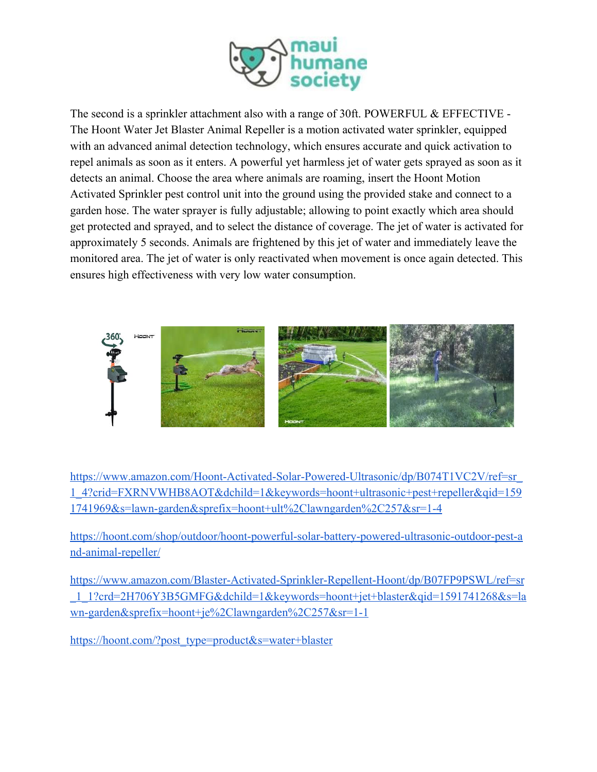The second is a sprinkler attachment also with a range of 30ft. POWERFUL & EFFECTIVE - The Hoont Water Jet Blaster Animal Repeller is a motion activated water sprinkler, equipped with an advanced animal detection technology, which ensures accurate and quick activation to repel animals as soon as it enters. A powerful yet harmless jet of water gets sprayed as soon as it detects an animal. Choose the area where animals are roaming, insert the Hoont Motion Activated Sprinkler pest control unit into the ground using the provided stake and connect to a garden hose. The water sprayer is fully adjustable; allowing to point exactly which area should get protected and sprayed, and to select the distance of coverage. The jet of water is activated for approximately 5 seconds. Animals are frightened by this jet of water and immediately leave the monitored area. The jet of water is only reactivated when movement is once again detected. This ensures high effectiveness with very low water consumption.

https://www.amazon.com/Hoont-Activated-Solar-Powered-Ultrasonic/dp/B074T1VC2V/ref=sr_1_4?crid=FXRNVWHB8AOT&dchild=1&keywords=hoont+ultrasonic+pest+repeller&qid=1591741969&s=lawn-garden&sprefix=hoont+ult%2Clawngarden%2C257&sr=1-4

https://hoont.com/shop/outdoor/hoont-powerful-solar-battery-powered-ultrasonic-outdoor-pest-and-animal-repeller/

https://www.amazon.com/Blaster-Activated-Sprinkler-Repellent-Hoont/dp/B07FP9PSWL/ref=sr_1_1?crd=2H706Y3B5GMFG&dchild=1&keywords=hoont+jet+blaster&qid=1591741268&s=lawn-garden&sprefix=hoont+je%2Clawngarden%2C257&sr=1-1

https://hoont.com/?post_type=product&s=water+blaster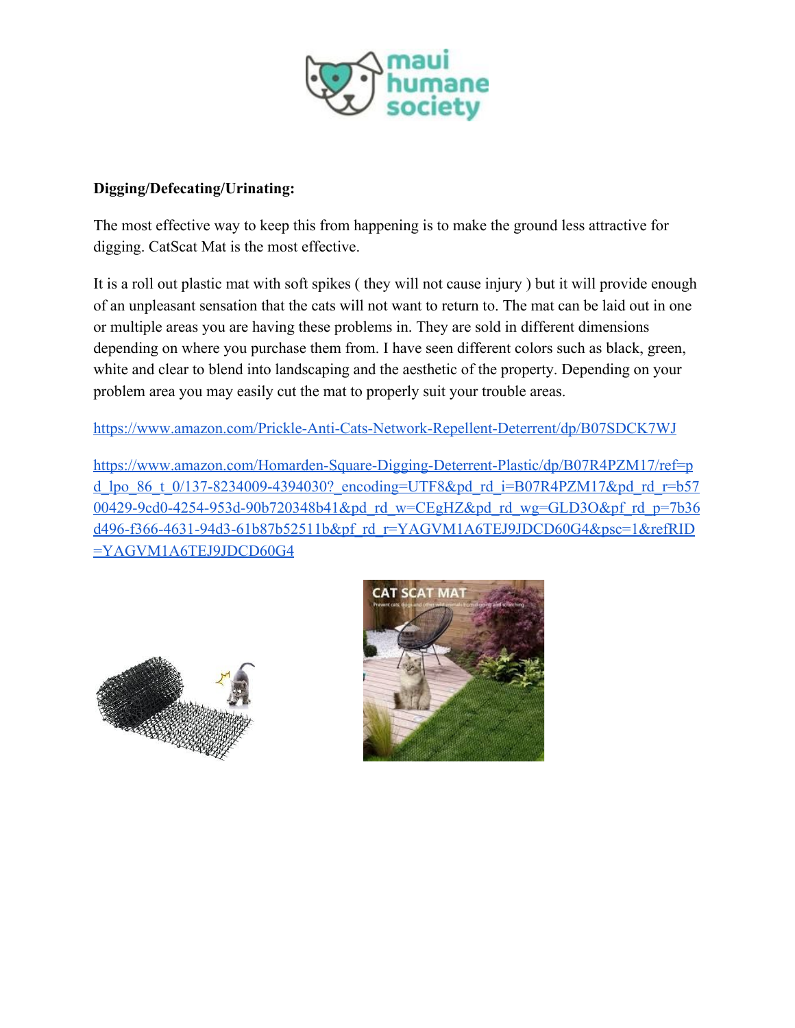**Digging/Defecating/Urinating:**

The most effective way to keep this from happening is to make the ground less attractive for digging. CatScat Mat is the most effective.

It is a roll out plastic mat with soft spikes ( they will not cause injury ) but it will provide enough of an unpleasant sensation that the cats will not want to return to. The mat can be laid out in one or multiple areas you are having these problems in. They are sold in different dimensions depending on where you purchase them from. I have seen different colors such as black, green, white and clear to blend into landscaping and the aesthetic of the property. Depending on your problem area you may easily cut the mat to properly suit your trouble areas.

https://www.amazon.com/Prickle-Anti-Cats-Network-Repellent-Deterrent/dp/B07SDCK7WJ

https://www.amazon.com/Homarden-Square-Digging-Deterrent-Plastic/dp/B07R4PZM17/ref=pd_lpo_86_t_0/137-8234009-4394030?_encoding=UTF8&pd_rd_i=B07R4PZM17&pd_rd_r=b5700429-9cd0-4254-953d-90b720348b41&pd_rd_w=CEgHZ&pd_rd_wg=GLD3O&pf_rd_p=7b36d496-f366-4631-94d3-61b87b52511b&pf_rd_r=YAGVM1A6TEJ9JDCD60G4&psc=1&refRID=YAGVM1A6TEJ9JDCD60G4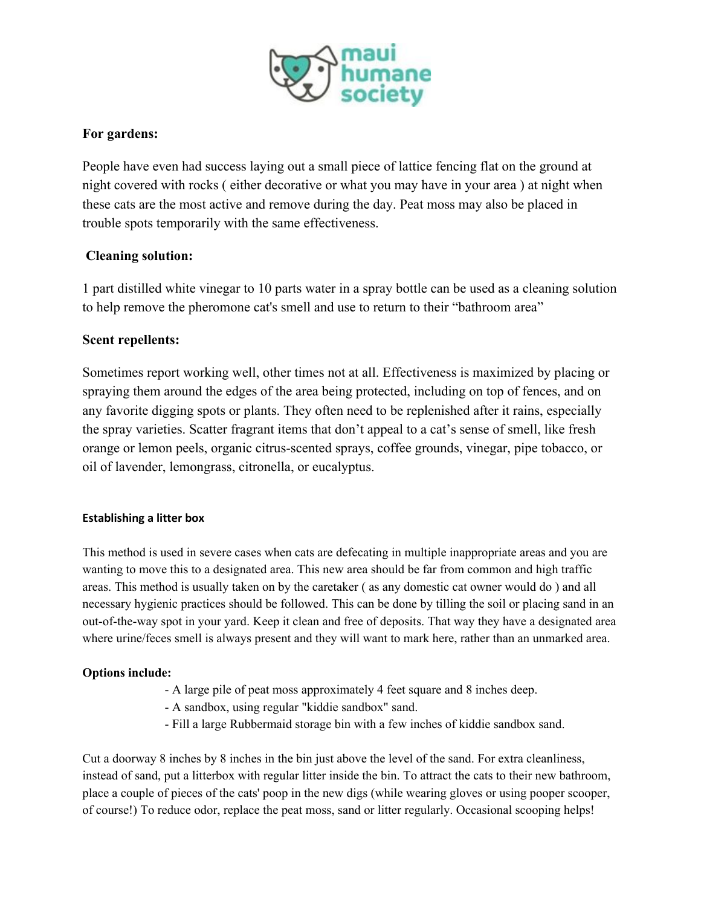**For gardens:**

People have even had success laying out a small piece of lattice fencing flat on the ground at night covered with rocks ( either decorative or what you may have in your area ) at night when these cats are the most active and remove during the day. Peat moss may also be placed in trouble spots temporarily with the same effectiveness.

**Cleaning solution:**

1 part distilled white vinegar to 10 parts water in a spray bottle can be used as a cleaning solution to help remove the pheromone cat's smell and use to return to their "bathroom area"

**Scent repellents:**

Sometimes report working well, other times not at all. Effectiveness is maximized by placing or spraying them around the edges of the area being protected, including on top of fences, and on any favorite digging spots or plants. They often need to be replenished after it rains, especially the spray varieties. Scatter fragrant items that don't appeal to a cat's sense of smell, like fresh orange or lemon peels, organic citrus-scented sprays, coffee grounds, vinegar, pipe tobacco, or oil of lavender, lemongrass, citronella, or eucalyptus.

**Establishing a litter box**

This method is used in severe cases when cats are defecating in multiple inappropriate areas and you are wanting to move this to a designated area. This new area should be far from common and high traffic areas. This method is usually taken on by the caretaker ( as any domestic cat owner would do ) and all necessary hygienic practices should be followed. This can be done by tilling the soil or placing sand in an out-of-the-way spot in your yard. Keep it clean and free of deposits. That way they have a designated area where urine/feces smell is always present and they will want to mark here, rather than an unmarked area.

**Options include:**

- A large pile of peat moss approximately 4 feet square and 8 inches deep.
- A sandbox, using regular "kiddie sandbox" sand.
- Fill a large Rubbermaid storage bin with a few inches of kiddie sandbox sand.

Cut a doorway 8 inches by 8 inches in the bin just above the level of the sand. For extra cleanliness, instead of sand, put a litterbox with regular litter inside the bin. To attract the cats to their new bathroom, place a couple of pieces of the cats' poop in the new digs (while wearing gloves or using pooper scooper, of course!) To reduce odor, replace the peat moss, sand or litter regularly. Occasional scooping helps!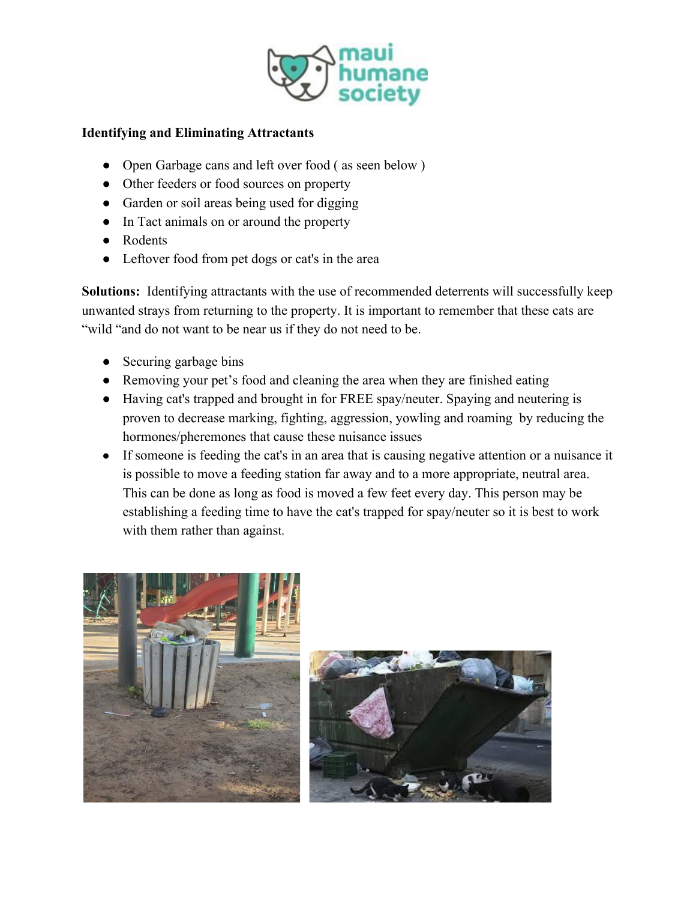**Identifying and Eliminating Attractants**

- Open Garbage cans and left over food ( as seen below )
- Other feeders or food sources on property
- Garden or soil areas being used for digging
- In Tact animals on or around the property
- Rodents
- Leftover food from pet dogs or cat's in the area

**Solutions:** Identifying attractants with the use of recommended deterrents will successfully keep unwanted strays from returning to the property. It is important to remember that these cats are "wild "and do not want to be near us if they do not need to be.

- Securing garbage bins
- Removing your pet's food and cleaning the area when they are finished eating
- Having cat's trapped and brought in for FREE spay/neuter. Spaying and neutering is proven to decrease marking, fighting, aggression, yowling and roaming by reducing the hormones/pheremones that cause these nuisance issues
- If someone is feeding the cat's in an area that is causing negative attention or a nuisance it is possible to move a feeding station far away and to a more appropriate, neutral area. This can be done as long as food is moved a few feet every day. This person may be establishing a feeding time to have the cat's trapped for spay/neuter so it is best to work with them rather than against.